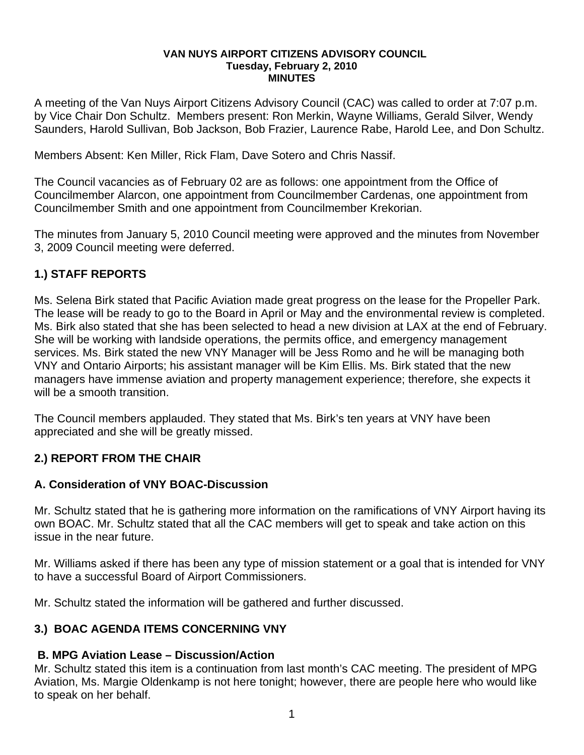**VAN NUYS AIRPORT CITIZENS ADVISORY COUNCIL**
**Tuesday, February 2, 2010**
**MINUTES**

A meeting of the Van Nuys Airport Citizens Advisory Council (CAC) was called to order at 7:07 p.m. by Vice Chair Don Schultz. Members present: Ron Merkin, Wayne Williams, Gerald Silver, Wendy Saunders, Harold Sullivan, Bob Jackson, Bob Frazier, Laurence Rabe, Harold Lee, and Don Schultz.

Members Absent: Ken Miller, Rick Flam, Dave Sotero and Chris Nassif.

The Council vacancies as of February 02 are as follows: one appointment from the Office of Councilmember Alarcon, one appointment from Councilmember Cardenas, one appointment from Councilmember Smith and one appointment from Councilmember Krekorian.

The minutes from January 5, 2010 Council meeting were approved and the minutes from November 3, 2009 Council meeting were deferred.

## 1.) STAFF REPORTS

Ms. Selena Birk stated that Pacific Aviation made great progress on the lease for the Propeller Park. The lease will be ready to go to the Board in April or May and the environmental review is completed. Ms. Birk also stated that she has been selected to head a new division at LAX at the end of February. She will be working with landside operations, the permits office, and emergency management services. Ms. Birk stated the new VNY Manager will be Jess Romo and he will be managing both VNY and Ontario Airports; his assistant manager will be Kim Ellis. Ms. Birk stated that the new managers have immense aviation and property management experience; therefore, she expects it will be a smooth transition.

The Council members applauded. They stated that Ms. Birk's ten years at VNY have been appreciated and she will be greatly missed.

## 2.) REPORT FROM THE CHAIR

### A. Consideration of VNY BOAC-Discussion

Mr. Schultz stated that he is gathering more information on the ramifications of VNY Airport having its own BOAC. Mr. Schultz stated that all the CAC members will get to speak and take action on this issue in the near future.

Mr. Williams asked if there has been any type of mission statement or a goal that is intended for VNY to have a successful Board of Airport Commissioners.

Mr. Schultz stated the information will be gathered and further discussed.

## 3.) BOAC AGENDA ITEMS CONCERNING VNY

### B. MPG Aviation Lease – Discussion/Action

Mr. Schultz stated this item is a continuation from last month's CAC meeting. The president of MPG Aviation, Ms. Margie Oldenkamp is not here tonight; however, there are people here who would like to speak on her behalf.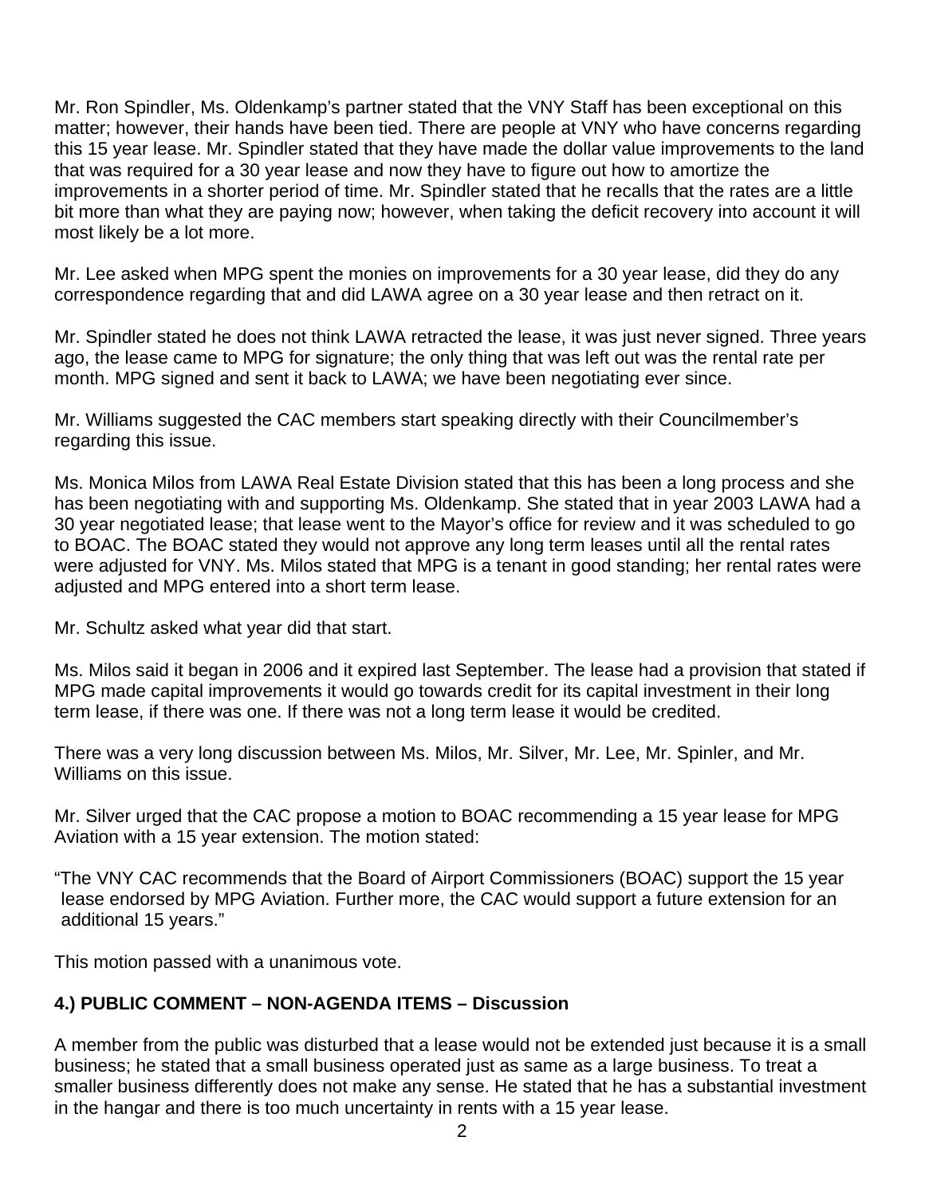Mr. Ron Spindler, Ms. Oldenkamp's partner stated that the VNY Staff has been exceptional on this matter; however, their hands have been tied. There are people at VNY who have concerns regarding this 15 year lease. Mr. Spindler stated that they have made the dollar value improvements to the land that was required for a 30 year lease and now they have to figure out how to amortize the improvements in a shorter period of time. Mr. Spindler stated that he recalls that the rates are a little bit more than what they are paying now; however, when taking the deficit recovery into account it will most likely be a lot more.

Mr. Lee asked when MPG spent the monies on improvements for a 30 year lease, did they do any correspondence regarding that and did LAWA agree on a 30 year lease and then retract on it.

Mr. Spindler stated he does not think LAWA retracted the lease, it was just never signed. Three years ago, the lease came to MPG for signature; the only thing that was left out was the rental rate per month. MPG signed and sent it back to LAWA; we have been negotiating ever since.

Mr. Williams suggested the CAC members start speaking directly with their Councilmember's regarding this issue.

Ms. Monica Milos from LAWA Real Estate Division stated that this has been a long process and she has been negotiating with and supporting Ms. Oldenkamp. She stated that in year 2003 LAWA had a 30 year negotiated lease; that lease went to the Mayor's office for review and it was scheduled to go to BOAC. The BOAC stated they would not approve any long term leases until all the rental rates were adjusted for VNY. Ms. Milos stated that MPG is a tenant in good standing; her rental rates were adjusted and MPG entered into a short term lease.

Mr. Schultz asked what year did that start.

Ms. Milos said it began in 2006 and it expired last September. The lease had a provision that stated if MPG made capital improvements it would go towards credit for its capital investment in their long term lease, if there was one. If there was not a long term lease it would be credited.

There was a very long discussion between Ms. Milos, Mr. Silver, Mr. Lee, Mr. Spinler, and Mr. Williams on this issue.

Mr. Silver urged that the CAC propose a motion to BOAC recommending a 15 year lease for MPG Aviation with a 15 year extension. The motion stated:

"The VNY CAC recommends that the Board of Airport Commissioners (BOAC) support the 15 year lease endorsed by MPG Aviation. Further more, the CAC would support a future extension for an additional 15 years."

This motion passed with a unanimous vote.

**4.) PUBLIC COMMENT – NON-AGENDA ITEMS – Discussion**

A member from the public was disturbed that a lease would not be extended just because it is a small business; he stated that a small business operated just as same as a large business. To treat a smaller business differently does not make any sense. He stated that he has a substantial investment in the hangar and there is too much uncertainty in rents with a 15 year lease.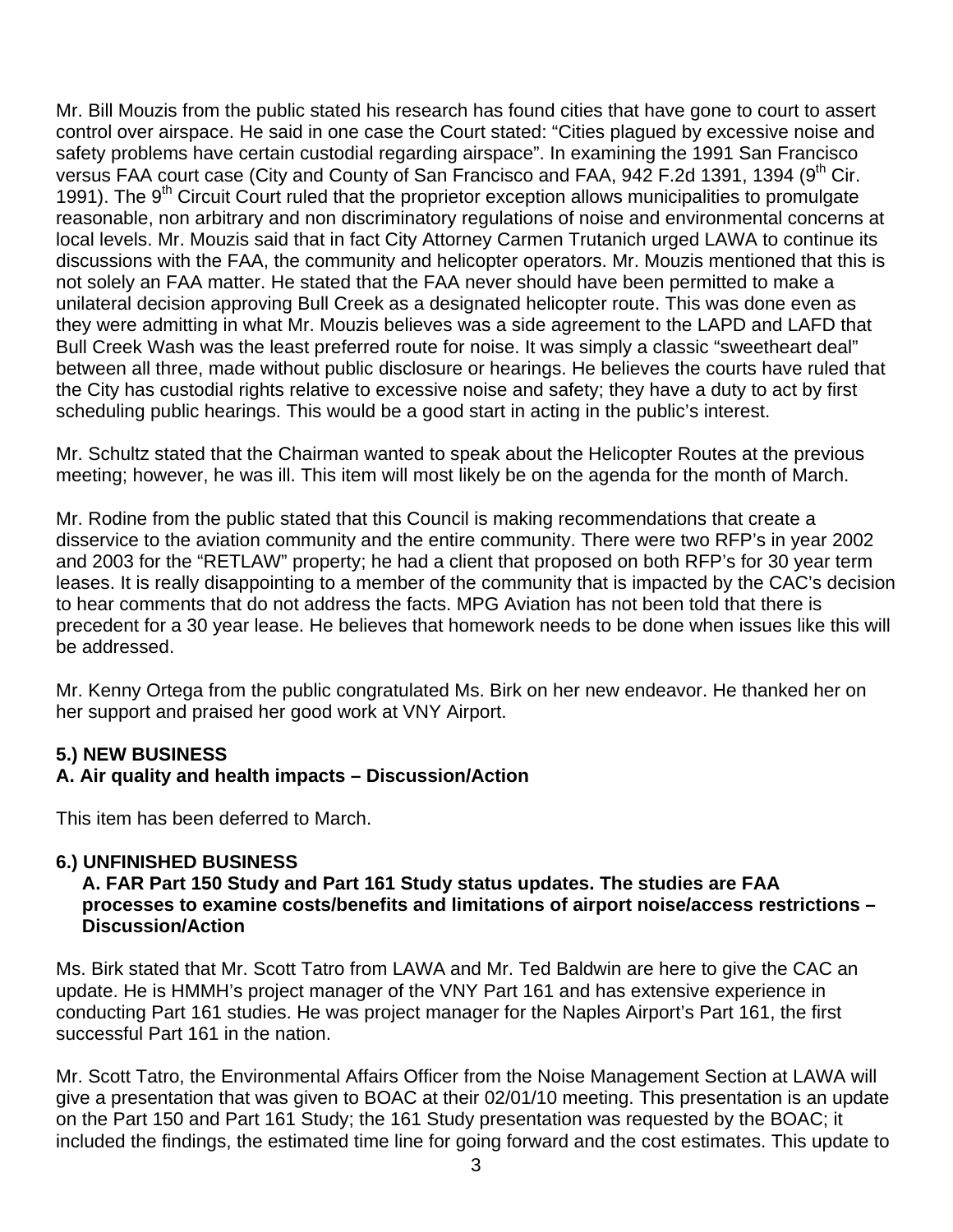Mr. Bill Mouzis from the public stated his research has found cities that have gone to court to assert control over airspace. He said in one case the Court stated: "Cities plagued by excessive noise and safety problems have certain custodial regarding airspace". In examining the 1991 San Francisco versus FAA court case (City and County of San Francisco and FAA, 942 F.2d 1391, 1394 (9th Cir. 1991). The 9th Circuit Court ruled that the proprietor exception allows municipalities to promulgate reasonable, non arbitrary and non discriminatory regulations of noise and environmental concerns at local levels. Mr. Mouzis said that in fact City Attorney Carmen Trutanich urged LAWA to continue its discussions with the FAA, the community and helicopter operators. Mr. Mouzis mentioned that this is not solely an FAA matter. He stated that the FAA never should have been permitted to make a unilateral decision approving Bull Creek as a designated helicopter route. This was done even as they were admitting in what Mr. Mouzis believes was a side agreement to the LAPD and LAFD that Bull Creek Wash was the least preferred route for noise. It was simply a classic "sweetheart deal" between all three, made without public disclosure or hearings. He believes the courts have ruled that the City has custodial rights relative to excessive noise and safety; they have a duty to act by first scheduling public hearings. This would be a good start in acting in the public's interest.

Mr. Schultz stated that the Chairman wanted to speak about the Helicopter Routes at the previous meeting; however, he was ill. This item will most likely be on the agenda for the month of March.

Mr. Rodine from the public stated that this Council is making recommendations that create a disservice to the aviation community and the entire community. There were two RFP's in year 2002 and 2003 for the "RETLAW" property; he had a client that proposed on both RFP's for 30 year term leases. It is really disappointing to a member of the community that is impacted by the CAC's decision to hear comments that do not address the facts. MPG Aviation has not been told that there is precedent for a 30 year lease. He believes that homework needs to be done when issues like this will be addressed.

Mr. Kenny Ortega from the public congratulated Ms. Birk on her new endeavor. He thanked her on her support and praised her good work at VNY Airport.

**5.) NEW BUSINESS**

**A. Air quality and health impacts – Discussion/Action**

This item has been deferred to March.

**6.) UNFINISHED BUSINESS**

**A. FAR Part 150 Study and Part 161 Study status updates. The studies are FAA processes to examine costs/benefits and limitations of airport noise/access restrictions – Discussion/Action**

Ms. Birk stated that Mr. Scott Tatro from LAWA and Mr. Ted Baldwin are here to give the CAC an update. He is HMMH's project manager of the VNY Part 161 and has extensive experience in conducting Part 161 studies. He was project manager for the Naples Airport's Part 161, the first successful Part 161 in the nation.

Mr. Scott Tatro, the Environmental Affairs Officer from the Noise Management Section at LAWA will give a presentation that was given to BOAC at their 02/01/10 meeting. This presentation is an update on the Part 150 and Part 161 Study; the 161 Study presentation was requested by the BOAC; it included the findings, the estimated time line for going forward and the cost estimates. This update to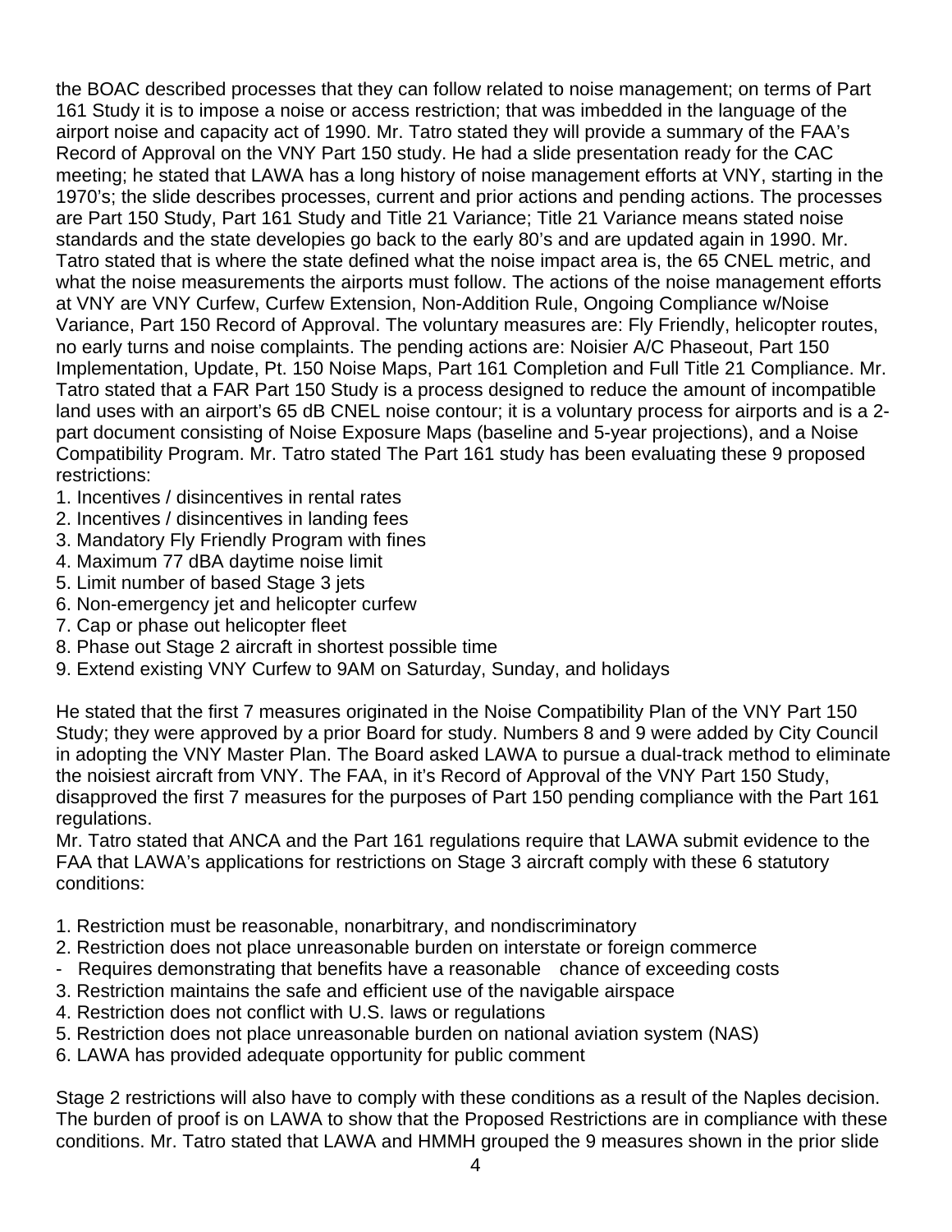the BOAC described processes that they can follow related to noise management; on terms of Part 161 Study it is to impose a noise or access restriction; that was imbedded in the language of the airport noise and capacity act of 1990. Mr. Tatro stated they will provide a summary of the FAA's Record of Approval on the VNY Part 150 study. He had a slide presentation ready for the CAC meeting; he stated that LAWA has a long history of noise management efforts at VNY, starting in the 1970's; the slide describes processes, current and prior actions and pending actions. The processes are Part 150 Study, Part 161 Study and Title 21 Variance; Title 21 Variance means stated noise standards and the state developies go back to the early 80's and are updated again in 1990. Mr. Tatro stated that is where the state defined what the noise impact area is, the 65 CNEL metric, and what the noise measurements the airports must follow. The actions of the noise management efforts at VNY are VNY Curfew, Curfew Extension, Non-Addition Rule, Ongoing Compliance w/Noise Variance, Part 150 Record of Approval. The voluntary measures are: Fly Friendly, helicopter routes, no early turns and noise complaints. The pending actions are: Noisier A/C Phaseout, Part 150 Implementation, Update, Pt. 150 Noise Maps, Part 161 Completion and Full Title 21 Compliance. Mr. Tatro stated that a FAR Part 150 Study is a process designed to reduce the amount of incompatible land uses with an airport's 65 dB CNEL noise contour; it is a voluntary process for airports and is a 2-part document consisting of Noise Exposure Maps (baseline and 5-year projections), and a Noise Compatibility Program. Mr. Tatro stated The Part 161 study has been evaluating these 9 proposed restrictions:

1. Incentives / disincentives in rental rates
2. Incentives / disincentives in landing fees
3. Mandatory Fly Friendly Program with fines
4. Maximum 77 dBA daytime noise limit
5. Limit number of based Stage 3 jets
6. Non-emergency jet and helicopter curfew
7. Cap or phase out helicopter fleet
8. Phase out Stage 2 aircraft in shortest possible time
9. Extend existing VNY Curfew to 9AM on Saturday, Sunday, and holidays

He stated that the first 7 measures originated in the Noise Compatibility Plan of the VNY Part 150 Study; they were approved by a prior Board for study. Numbers 8 and 9 were added by City Council in adopting the VNY Master Plan. The Board asked LAWA to pursue a dual-track method to eliminate the noisiest aircraft from VNY. The FAA, in it's Record of Approval of the VNY Part 150 Study, disapproved the first 7 measures for the purposes of Part 150 pending compliance with the Part 161 regulations.

Mr. Tatro stated that ANCA and the Part 161 regulations require that LAWA submit evidence to the FAA that LAWA's applications for restrictions on Stage 3 aircraft comply with these 6 statutory conditions:

1. Restriction must be reasonable, nonarbitrary, and nondiscriminatory
2. Restriction does not place unreasonable burden on interstate or foreign commerce
   - Requires demonstrating that benefits have a reasonable chance of exceeding costs
3. Restriction maintains the safe and efficient use of the navigable airspace
4. Restriction does not conflict with U.S. laws or regulations
5. Restriction does not place unreasonable burden on national aviation system (NAS)
6. LAWA has provided adequate opportunity for public comment

Stage 2 restrictions will also have to comply with these conditions as a result of the Naples decision. The burden of proof is on LAWA to show that the Proposed Restrictions are in compliance with these conditions. Mr. Tatro stated that LAWA and HMMH grouped the 9 measures shown in the prior slide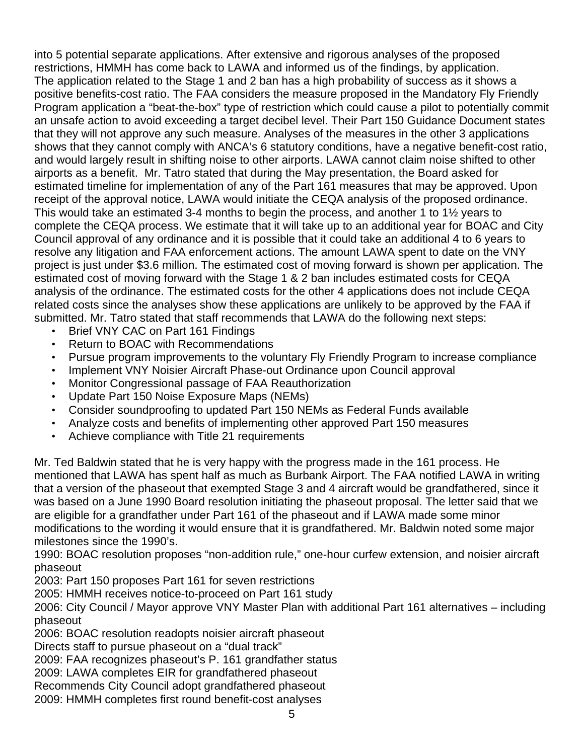into 5 potential separate applications. After extensive and rigorous analyses of the proposed restrictions, HMMH has come back to LAWA and informed us of the findings, by application. The application related to the Stage 1 and 2 ban has a high probability of success as it shows a positive benefits-cost ratio. The FAA considers the measure proposed in the Mandatory Fly Friendly Program application a "beat-the-box" type of restriction which could cause a pilot to potentially commit an unsafe action to avoid exceeding a target decibel level. Their Part 150 Guidance Document states that they will not approve any such measure. Analyses of the measures in the other 3 applications shows that they cannot comply with ANCA's 6 statutory conditions, have a negative benefit-cost ratio, and would largely result in shifting noise to other airports. LAWA cannot claim noise shifted to other airports as a benefit. Mr. Tatro stated that during the May presentation, the Board asked for estimated timeline for implementation of any of the Part 161 measures that may be approved. Upon receipt of the approval notice, LAWA would initiate the CEQA analysis of the proposed ordinance. This would take an estimated 3-4 months to begin the process, and another 1 to 1½ years to complete the CEQA process. We estimate that it will take up to an additional year for BOAC and City Council approval of any ordinance and it is possible that it could take an additional 4 to 6 years to resolve any litigation and FAA enforcement actions. The amount LAWA spent to date on the VNY project is just under $3.6 million. The estimated cost of moving forward is shown per application. The estimated cost of moving forward with the Stage 1 & 2 ban includes estimated costs for CEQA analysis of the ordinance. The estimated costs for the other 4 applications does not include CEQA related costs since the analyses show these applications are unlikely to be approved by the FAA if submitted. Mr. Tatro stated that staff recommends that LAWA do the following next steps:

- Brief VNY CAC on Part 161 Findings
- Return to BOAC with Recommendations
- Pursue program improvements to the voluntary Fly Friendly Program to increase compliance
- Implement VNY Noisier Aircraft Phase-out Ordinance upon Council approval
- Monitor Congressional passage of FAA Reauthorization
- Update Part 150 Noise Exposure Maps (NEMs)
- Consider soundproofing to updated Part 150 NEMs as Federal Funds available
- Analyze costs and benefits of implementing other approved Part 150 measures
- Achieve compliance with Title 21 requirements

Mr. Ted Baldwin stated that he is very happy with the progress made in the 161 process. He mentioned that LAWA has spent half as much as Burbank Airport. The FAA notified LAWA in writing that a version of the phaseout that exempted Stage 3 and 4 aircraft would be grandfathered, since it was based on a June 1990 Board resolution initiating the phaseout proposal. The letter said that we are eligible for a grandfather under Part 161 of the phaseout and if LAWA made some minor modifications to the wording it would ensure that it is grandfathered. Mr. Baldwin noted some major milestones since the 1990's.

1990: BOAC resolution proposes "non-addition rule," one-hour curfew extension, and noisier aircraft phaseout

2003: Part 150 proposes Part 161 for seven restrictions

2005: HMMH receives notice-to-proceed on Part 161 study

2006: City Council / Mayor approve VNY Master Plan with additional Part 161 alternatives – including phaseout

2006: BOAC resolution readopts noisier aircraft phaseout
Directs staff to pursue phaseout on a "dual track"

2009: FAA recognizes phaseout's P. 161 grandfather status

2009: LAWA completes EIR for grandfathered phaseout
Recommends City Council adopt grandfathered phaseout

2009: HMMH completes first round benefit-cost analyses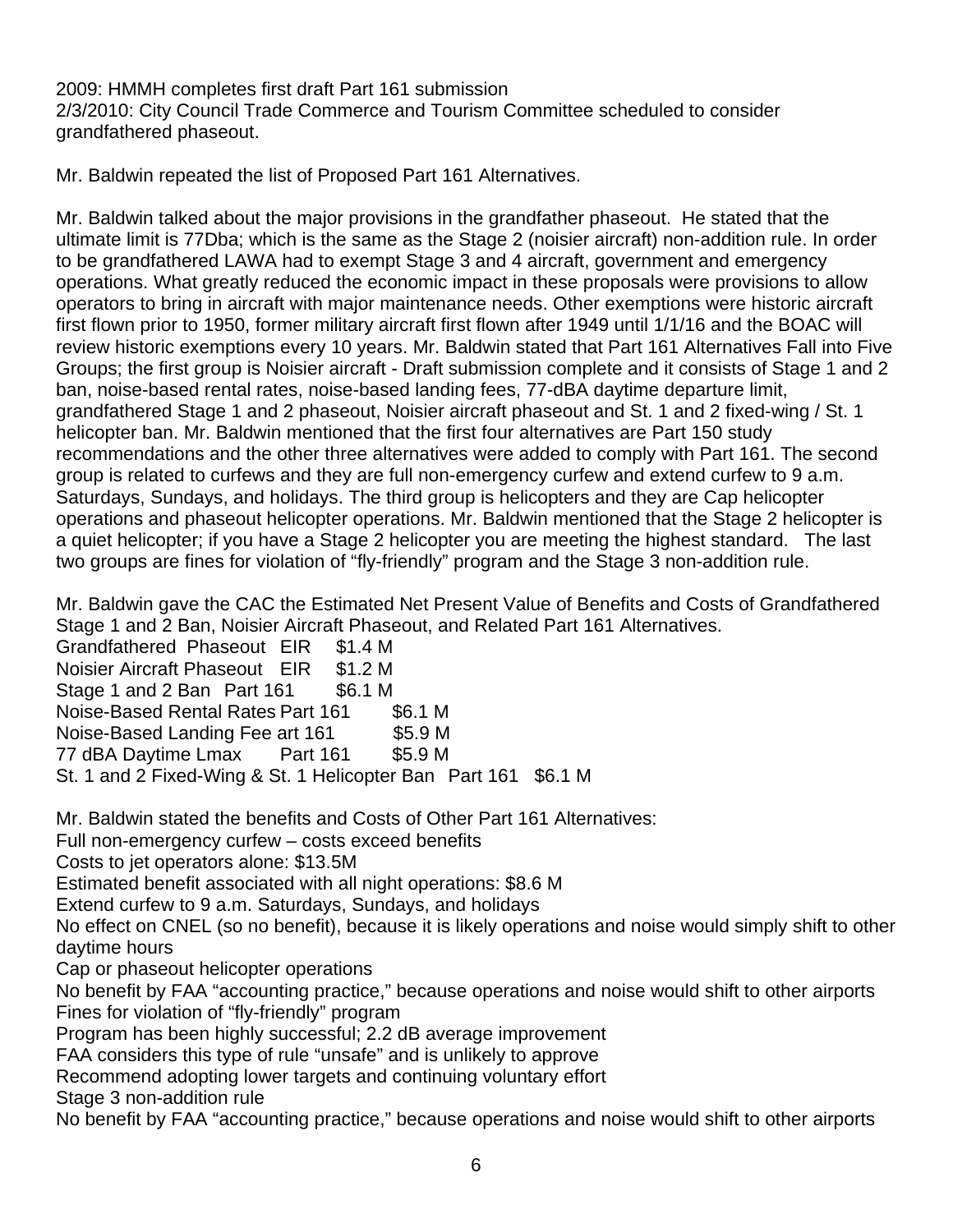2009: HMMH completes first draft Part 161 submission
2/3/2010: City Council Trade Commerce and Tourism Committee scheduled to consider grandfathered phaseout.

Mr. Baldwin repeated the list of Proposed Part 161 Alternatives.

Mr. Baldwin talked about the major provisions in the grandfather phaseout. He stated that the ultimate limit is 77Dba; which is the same as the Stage 2 (noisier aircraft) non-addition rule. In order to be grandfathered LAWA had to exempt Stage 3 and 4 aircraft, government and emergency operations. What greatly reduced the economic impact in these proposals were provisions to allow operators to bring in aircraft with major maintenance needs. Other exemptions were historic aircraft first flown prior to 1950, former military aircraft first flown after 1949 until 1/1/16 and the BOAC will review historic exemptions every 10 years. Mr. Baldwin stated that Part 161 Alternatives Fall into Five Groups; the first group is Noisier aircraft - Draft submission complete and it consists of Stage 1 and 2 ban, noise-based rental rates, noise-based landing fees, 77-dBA daytime departure limit, grandfathered Stage 1 and 2 phaseout, Noisier aircraft phaseout and St. 1 and 2 fixed-wing / St. 1 helicopter ban. Mr. Baldwin mentioned that the first four alternatives are Part 150 study recommendations and the other three alternatives were added to comply with Part 161. The second group is related to curfews and they are full non-emergency curfew and extend curfew to 9 a.m. Saturdays, Sundays, and holidays. The third group is helicopters and they are Cap helicopter operations and phaseout helicopter operations. Mr. Baldwin mentioned that the Stage 2 helicopter is a quiet helicopter; if you have a Stage 2 helicopter you are meeting the highest standard. The last two groups are fines for violation of "fly-friendly" program and the Stage 3 non-addition rule.

Mr. Baldwin gave the CAC the Estimated Net Present Value of Benefits and Costs of Grandfathered Stage 1 and 2 Ban, Noisier Aircraft Phaseout, and Related Part 161 Alternatives.

| | | |
|---|---|---|
| Grandfathered Phaseout | EIR | \$1.4 M |
| Noisier Aircraft Phaseout | EIR | \$1.2 M |
| Stage 1 and 2 Ban | Part 161 | \$6.1 M |
| Noise-Based Rental Rates | Part 161 | \$6.1 M |
| Noise-Based Landing Fee | art 161 | \$5.9 M |
| 77 dBA Daytime Lmax | Part 161 | \$5.9 M |
| St. 1 and 2 Fixed-Wing & St. 1 Helicopter Ban | Part 161 | \$6.1 M |

Mr. Baldwin stated the benefits and Costs of Other Part 161 Alternatives:
Full non-emergency curfew – costs exceed benefits
Costs to jet operators alone: \$13.5M
Estimated benefit associated with all night operations: \$8.6 M
Extend curfew to 9 a.m. Saturdays, Sundays, and holidays
No effect on CNEL (so no benefit), because it is likely operations and noise would simply shift to other daytime hours
Cap or phaseout helicopter operations
No benefit by FAA "accounting practice," because operations and noise would shift to other airports
Fines for violation of "fly-friendly" program
Program has been highly successful; 2.2 dB average improvement
FAA considers this type of rule "unsafe" and is unlikely to approve
Recommend adopting lower targets and continuing voluntary effort
Stage 3 non-addition rule
No benefit by FAA "accounting practice," because operations and noise would shift to other airports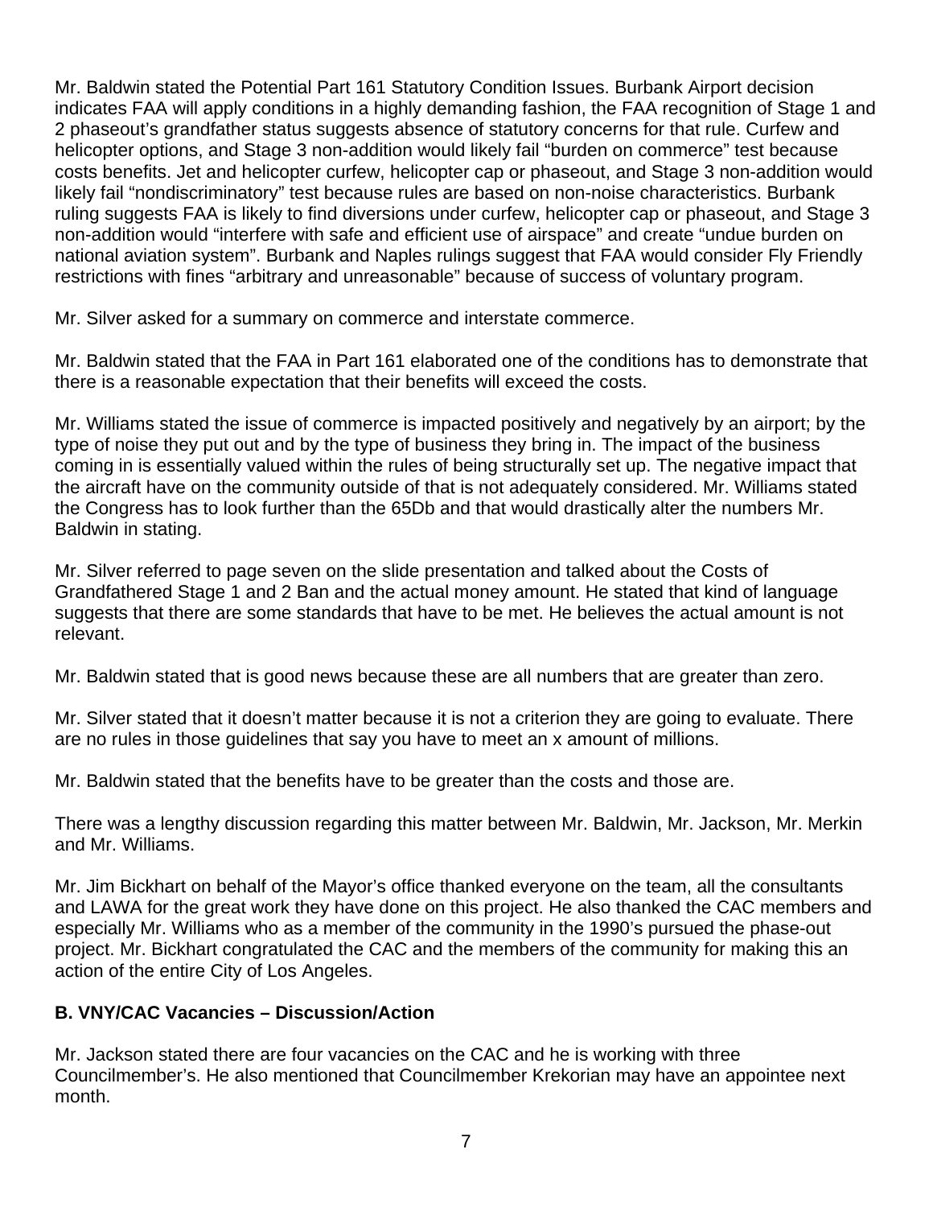Mr. Baldwin stated the Potential Part 161 Statutory Condition Issues. Burbank Airport decision indicates FAA will apply conditions in a highly demanding fashion, the FAA recognition of Stage 1 and 2 phaseout's grandfather status suggests absence of statutory concerns for that rule. Curfew and helicopter options, and Stage 3 non-addition would likely fail "burden on commerce" test because costs benefits. Jet and helicopter curfew, helicopter cap or phaseout, and Stage 3 non-addition would likely fail "nondiscriminatory" test because rules are based on non-noise characteristics. Burbank ruling suggests FAA is likely to find diversions under curfew, helicopter cap or phaseout, and Stage 3 non-addition would "interfere with safe and efficient use of airspace" and create "undue burden on national aviation system". Burbank and Naples rulings suggest that FAA would consider Fly Friendly restrictions with fines "arbitrary and unreasonable" because of success of voluntary program.

Mr. Silver asked for a summary on commerce and interstate commerce.

Mr. Baldwin stated that the FAA in Part 161 elaborated one of the conditions has to demonstrate that there is a reasonable expectation that their benefits will exceed the costs.

Mr. Williams stated the issue of commerce is impacted positively and negatively by an airport; by the type of noise they put out and by the type of business they bring in. The impact of the business coming in is essentially valued within the rules of being structurally set up. The negative impact that the aircraft have on the community outside of that is not adequately considered. Mr. Williams stated the Congress has to look further than the 65Db and that would drastically alter the numbers Mr. Baldwin in stating.

Mr. Silver referred to page seven on the slide presentation and talked about the Costs of Grandfathered Stage 1 and 2 Ban and the actual money amount. He stated that kind of language suggests that there are some standards that have to be met. He believes the actual amount is not relevant.

Mr. Baldwin stated that is good news because these are all numbers that are greater than zero.

Mr. Silver stated that it doesn't matter because it is not a criterion they are going to evaluate. There are no rules in those guidelines that say you have to meet an x amount of millions.

Mr. Baldwin stated that the benefits have to be greater than the costs and those are.

There was a lengthy discussion regarding this matter between Mr. Baldwin, Mr. Jackson, Mr. Merkin and Mr. Williams.

Mr. Jim Bickhart on behalf of the Mayor's office thanked everyone on the team, all the consultants and LAWA for the great work they have done on this project. He also thanked the CAC members and especially Mr. Williams who as a member of the community in the 1990's pursued the phase-out project. Mr. Bickhart congratulated the CAC and the members of the community for making this an action of the entire City of Los Angeles.

**B. VNY/CAC Vacancies – Discussion/Action**

Mr. Jackson stated there are four vacancies on the CAC and he is working with three Councilmember's. He also mentioned that Councilmember Krekorian may have an appointee next month.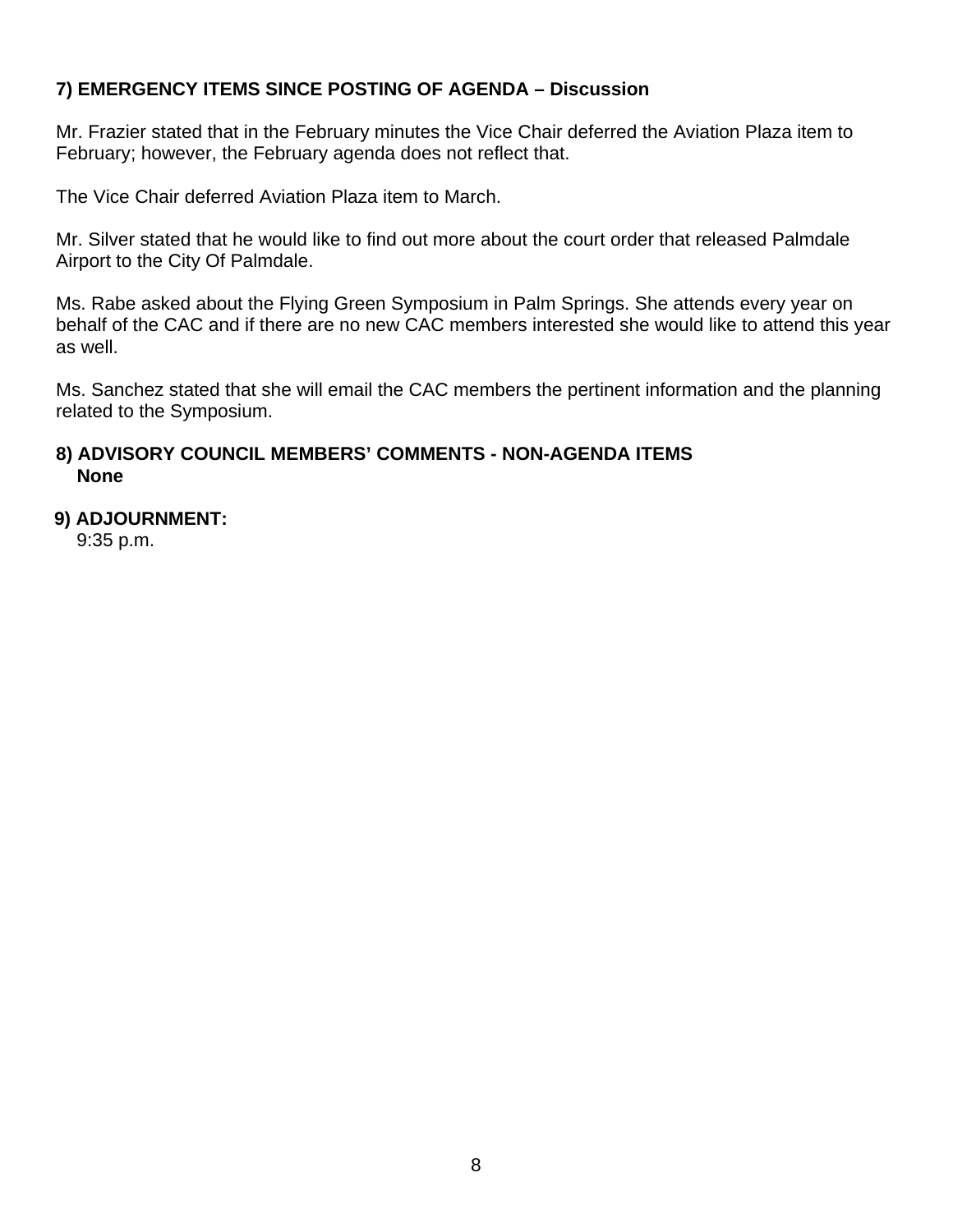**7) EMERGENCY ITEMS SINCE POSTING OF AGENDA – Discussion**

Mr. Frazier stated that in the February minutes the Vice Chair deferred the Aviation Plaza item to February; however, the February agenda does not reflect that.

The Vice Chair deferred Aviation Plaza item to March.

Mr. Silver stated that he would like to find out more about the court order that released Palmdale Airport to the City Of Palmdale.

Ms. Rabe asked about the Flying Green Symposium in Palm Springs. She attends every year on behalf of the CAC and if there are no new CAC members interested she would like to attend this year as well.

Ms. Sanchez stated that she will email the CAC members the pertinent information and the planning related to the Symposium.

**8) ADVISORY COUNCIL MEMBERS' COMMENTS - NON-AGENDA ITEMS**
**None**

**9) ADJOURNMENT:**
9:35 p.m.